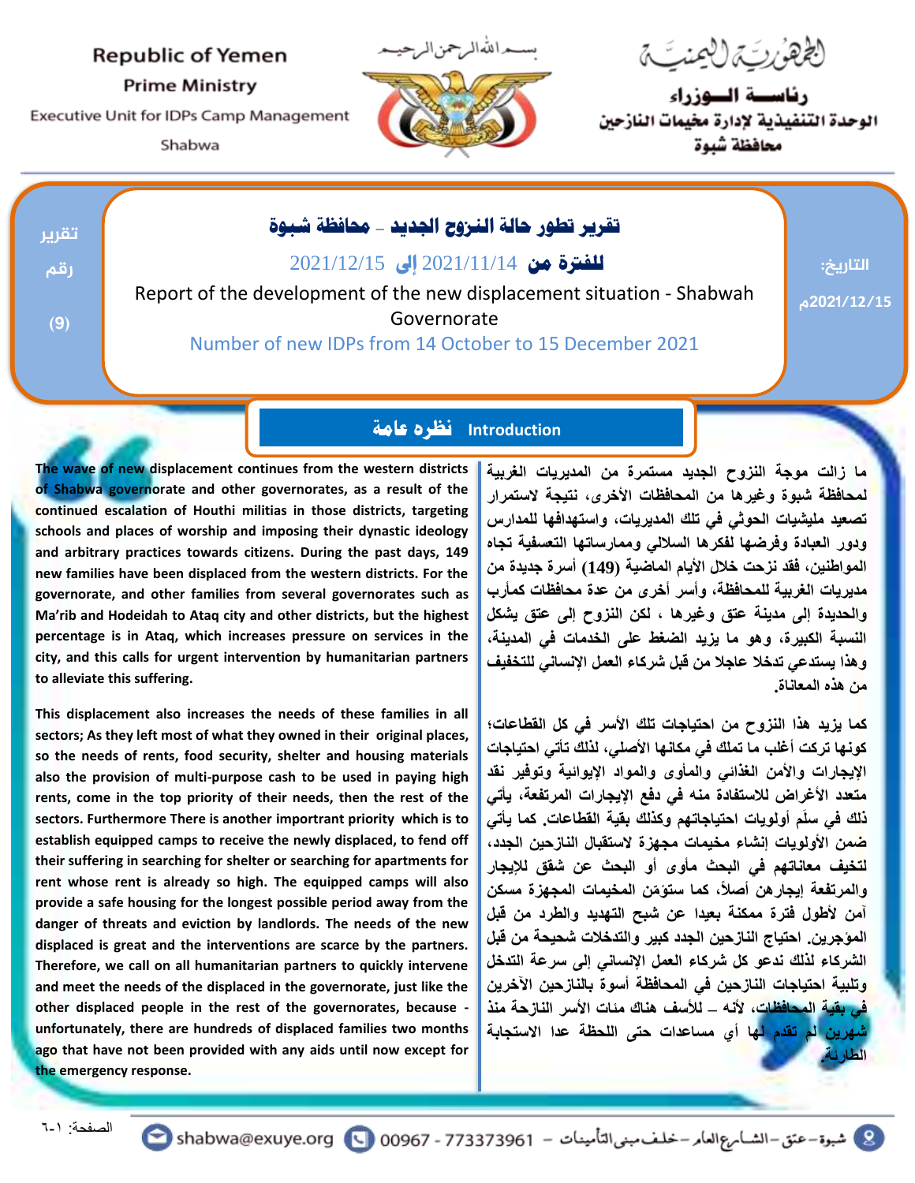Republic of Yemen
Prime Ministry
Executive Unit for IDPs Camp Management
Shabwa

بسم الله الرحمن الرحيم

الجمهورية اليمنية
رئاسة الوزراء
الوحدة التنفيذية لإدارة مخيمات النازحين
محافظة شبوة

تقرير رقم (9)

التاريخ: 2021/12/15م

# تقرير تطور حالة النزوح الجديد – محافظة شبوة

**للفترة من** 2021/11/14 **إلى** 2021/12/15

Report of the development of the new displacement situation - Shabwah Governorate

Number of new IDPs from 14 October to 15 December 2021

## نظرة عامة Introduction

ما زالت موجة النزوح الجديد مستمرة من المديريات الغربية لمحافظة شبوة وغيرها من المحافظات الأخرى، نتيجة لاستمرار تصعيد مليشيات الحوثي في تلك المديريات، واستهدافها للمدارس ودور العبادة وفرضها لفكرها السلالي وممارساتها التعسفية تجاه المواطنين، فقد نزحت خلال الأيام الماضية (149) أسرة جديدة من مديريات الغربية للمحافظة، وأسر أخرى من عدة محافظات كمأرب والحديدة إلى مدينة عتق وغيرها ، لكن النزوح إلى عتق يشكل النسبة الكبيرة، وهو ما يزيد الضغط على الخدمات في المدينة، وهذا يستدعي تدخلا عاجلا من قبل شركاء العمل الإنساني للتخفيف من هذه المعاناة.

كما يزيد هذا النزوح من احتياجات تلك الأسر في كل القطاعات؛ كونها تركت أغلب ما تملك في مكانها الأصلي، لذلك تأتي احتياجات الإيجارات والأمن الغذائي والمأوى والمواد الإيوائية وتوفير نقد متعدد الأغراض للاستفادة منه في دفع الإيجارات المرتفعة، يأتي ذلك في سلَم أولويات احتياجاتهم وكذلك بقية القطاعات. كما يأتي ضمن الأولويات إنشاء مخيمات مجهزة لاستقبال النازحين الجدد، لتخفيف معاناتهم في البحث مأوى أو البحث عن شقق للإيجار والمرتفعة إيجارهن أصلاً، كما ستؤمّن المخيمات المجهزة مسكن آمن لأطول فترة ممكنة بعيدا عن شبح التهديد والطرد من قبل المؤجرين. احتياج النازحين الجدد كبير والتدخلات شحيحة من قبل الشركاء لذلك ندعو كل شركاء العمل الإنساني إلى سرعة التدخل وتلبية احتياجات النازحين في المحافظة أسوة بالنازحين الآخرين في بقية المحافظات، لأنه – للأسف هناك مئات الأسر النازحة منذ شهرين لم تقدم لها أي مساعدات حتى اللحظة عدا الاستجابة الطارئة.

The wave of new displacement continues from the western districts of Shabwa governorate and other governorates, as a result of the continued escalation of Houthi militias in those districts, targeting schools and places of worship and imposing their dynastic ideology and arbitrary practices towards citizens. During the past days, 149 new families have been displaced from the western districts. For the governorate, and other families from several governorates such as Ma'rib and Hodeidah to Ataq city and other districts, but the highest percentage is in Ataq, which increases pressure on services in the city, and this calls for urgent intervention by humanitarian partners to alleviate this suffering.

This displacement also increases the needs of these families in all sectors; As they left most of what they owned in their original places, so the needs of rents, food security, shelter and housing materials also the provision of multi-purpose cash to be used in paying high rents, come in the top priority of their needs, then the rest of the sectors. Furthermore There is another importrant priority which is to establish equipped camps to receive the newly displaced, to fend off their suffering in searching for shelter or searching for apartments for rent whose rent is already so high. The equipped camps will also provide a safe housing for the longest possible period away from the danger of threats and eviction by landlords. The needs of the new displaced is great and the interventions are scarce by the partners. Therefore, we call on all humanitarian partners to quickly intervene and meet the needs of the displaced in the governorate, just like the other displaced people in the rest of the governorates, because - unfortunately, there are hundreds of displaced families two months ago that have not been provided with any aids until now except for the emergency response.

شبوة – عتق – الشارع العام – خلف مبنى التأمينات – 00967 - 773373961 shabwa@exuye.org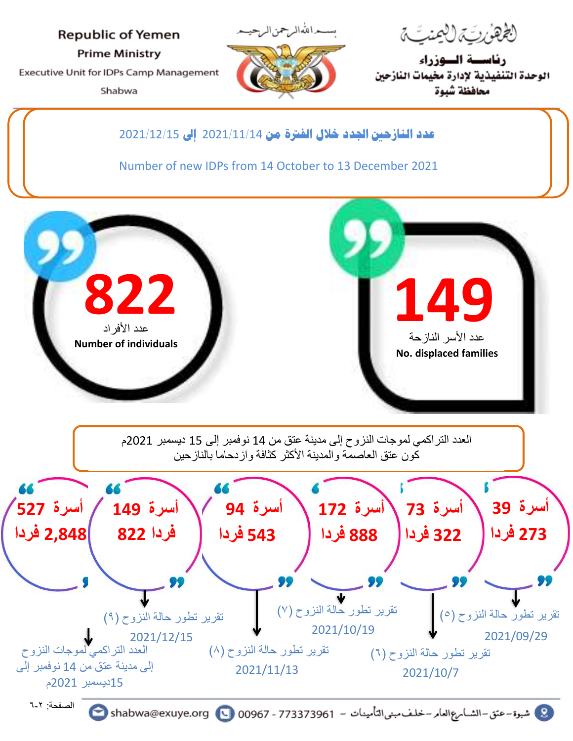Republic of Yemen
Prime Ministry
Executive Unit for IDPs Camp Management
Shabwa

بسم الله الرحمن الرحيم

الجمهورية اليمنية
رئاسة الوزراء
الوحدة التنفيذية لإدارة مخيمات النازحين
محافظة شبوة

## عدد النازحين الجدد خلال الفترة من 2021/11/14 إلى 2021/12/15

Number of new IDPs from 14 October to 13 December 2021

**822**
عدد الأفراد
**Number of individuals**

**149**
عدد الأسر النازحة
**No. displaced families**

العدد التراكمي لموجات النزوح إلى مدينة عتق من 14 نوفمبر إلى 15 ديسمبر 2021م
كون عتق العاصمة والمدينة الأكثر كثافة وازدحاما بالنازحين

| التقرير | الأسر | الأفراد |
|---|---|---|
| تقرير تطور حالة النزوح (٥) 2021/09/29 | 39 أسرة | 273 فردا |
| تقرير تطور حالة النزوح (٦) 2021/10/7 | 73 أسرة | 322 فردا |
| تقرير تطور حالة النزوح (٧) 2021/10/19 | 172 أسرة | 888 فردا |
| تقرير تطور حالة النزوح (٨) 2021/11/13 | 94 أسرة | 543 فردا |
| تقرير تطور حالة النزوح (٩) 2021/12/15 | 149 أسرة | 822 فردا |
| العدد التراكمي لموجات النزوح إلى مدينة عتق من 14 نوفمبر إلى 15ديسمبر 2021م | 527 أسرة | 2,848 فردا |

شبوة – عتق – الشارع العام – خلف مبنى التأمينات – 00967 - 773373961 shabwa@exuye.org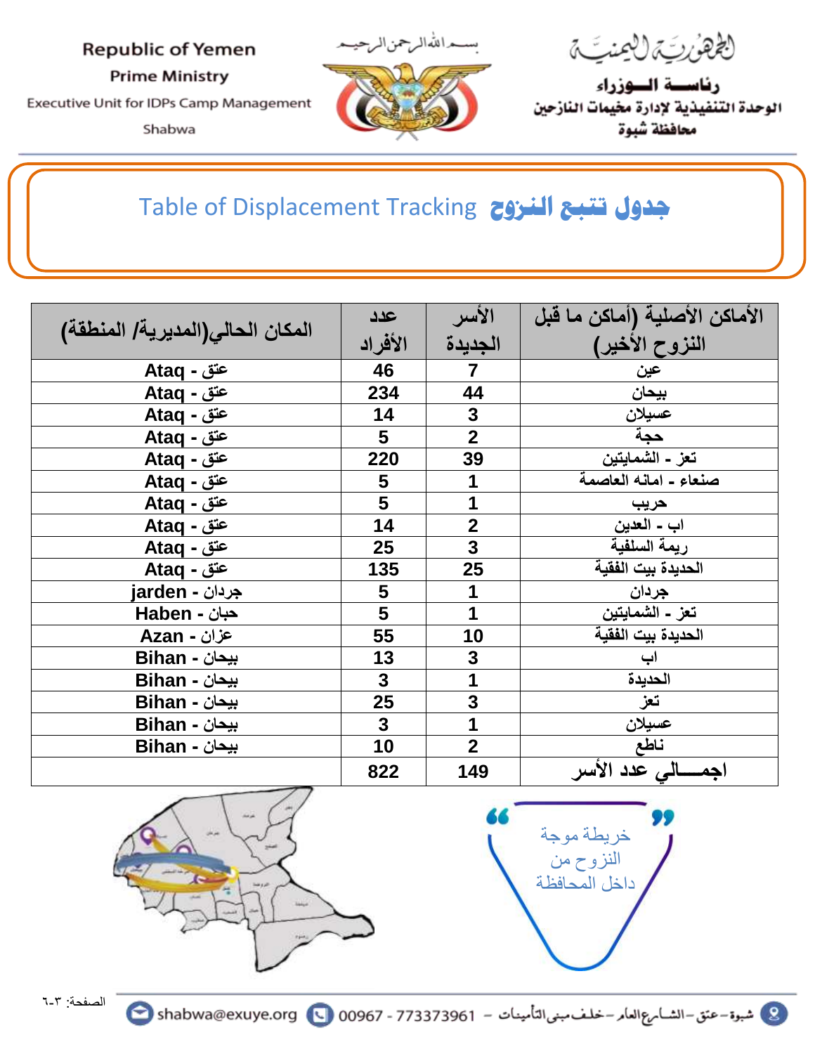Republic of Yemen
Prime Ministry
Executive Unit for IDPs Camp Management
Shabwa

بسم الله الرحمن الرحيم

الجمهورية اليمنية
رئاسة الوزراء
الوحدة التنفيذية لإدارة مخيمات النازحين
محافظة شبوة

# Table of Displacement Tracking جدول تتبع النزوح

| الأماكن الأصلية (أماكن ما قبل النزوح الأخير) | الأسر الجديدة | عدد الأفراد | المكان الحالي(المديرية/ المنطقة) |
|---|---|---|---|
| عين | 7 | 46 | Ataq - عتق |
| بيحان | 44 | 234 | Ataq - عتق |
| عسيلان | 3 | 14 | Ataq - عتق |
| حجة | 2 | 5 | Ataq - عتق |
| تعز - الشمايتين | 39 | 220 | Ataq - عتق |
| صنعاء - امانه العاصمة | 1 | 5 | Ataq - عتق |
| حريب | 1 | 5 | Ataq - عتق |
| اب - العدين | 2 | 14 | Ataq - عتق |
| ريمة السلفية | 3 | 25 | Ataq - عتق |
| الحديدة بيت الفقية | 25 | 135 | Ataq - عتق |
| جردان | 1 | 5 | jarden - جردان |
| تعز - الشمايتين | 1 | 5 | Haben - حبان |
| الحديدة بيت الفقية | 10 | 55 | Azan - عزان |
| اب | 3 | 13 | Bihan - بيحان |
| الحديدة | 1 | 3 | Bihan - بيحان |
| تعز | 3 | 25 | Bihan - بيحان |
| عسيلان | 1 | 3 | Bihan - بيحان |
| ناطع | 2 | 10 | Bihan - بيحان |
| اجمـــالي عدد الأسر | 149 | 822 | |

خريطة موجة النزوح من داخل المحافظة

شبوة – عتق – الشارع العام – خلف مبنى التأمينات – 00967 - 773373961 – shabwa@exuye.org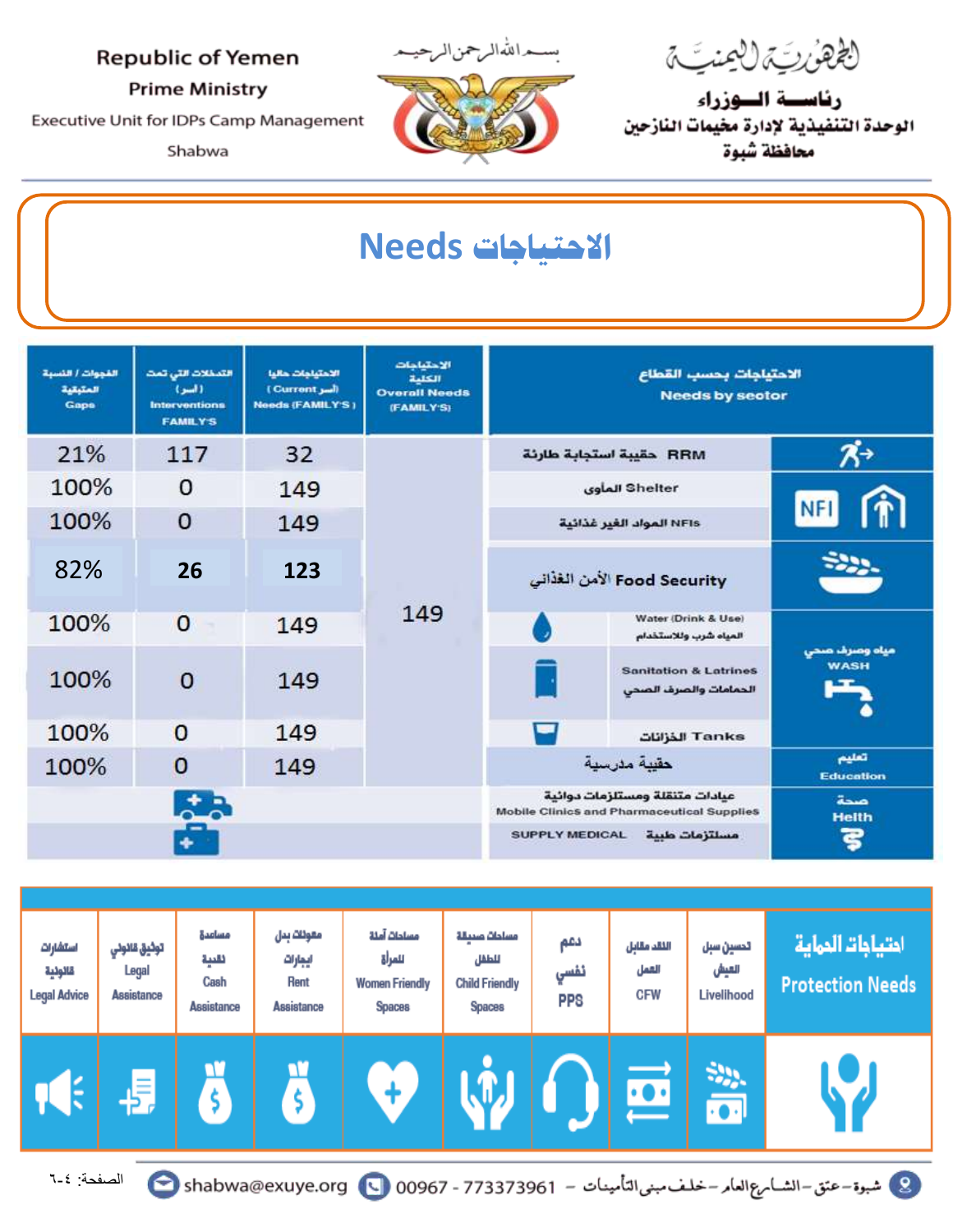Republic of Yemen
Prime Ministry
Executive Unit for IDPs Camp Management
Shabwa

بســم الله الرحمن الرحيـم

الجمهورية اليمنية
رئاسة الوزراء
الوحدة التنفيذية لإدارة مخيمات النازحين
محافظة شبوة

# Needs الاحتياجات

| الفجوات / النسبة المتبقية Gaps | التدخلات التي تمت (أسر) Interventions FAMILY'S | الاحتياجات حاليا (أسر Current) Needs (FAMILY'S) | الاحتياجات الكلية Overall Needs (FAMILY'S) | الاحتياجات بحسب القطاع Needs by sector | |
|---|---|---|---|---|---|
| 21% | 117 | 32 | 149 | حقيبة استجابة طارئة RRM | |
| 100% | 0 | 149 | | المأوى Shelter | |
| 100% | 0 | 149 | | المواد الغير غذائية NFIs | |
| 82% | 26 | 123 | | الأمن الغذائي Food Security | |
| 100% | 0 | 149 | | Water (Drink & Use) مياه شرب وللاستخدام | مياه وصرف صحي WASH |
| 100% | 0 | 149 | | Sanitation & Latrines الحمامات والصرف الصحي | |
| 100% | 0 | 149 | | الخزانات Tanks | |
| 100% | 0 | 149 | | حقيبة مدرسية | تعليم Education |
| | | | | عيادات متنقلة ومستلزمات دوائية Mobile Clinics and Pharmaceutical Supplies | صحة Helth |
| | | | | SUPPLY MEDICAL مستلزمات طبية | |

| احتياجات الحماية Protection Needs | تحسين سبل العيش Livelihood | النقد مقابل العمل CFW | دعم نفسي PPS | مساحات صديقة للطفل Child Friendly Spaces | مساحات آمنة للمرأة Women Friendly Spaces | معونات بدل إيجارات Rent Assistance | مساعدة نقدية Cash Assistance | توثيق قانوني Legal Assistance | استشارات قانونية Legal Advice |
|---|---|---|---|---|---|---|---|---|---|

شبوة – عتق – الشارع العام – خلف مبنى التأمينات – 00967 - 773373961 – shabwa@exuye.org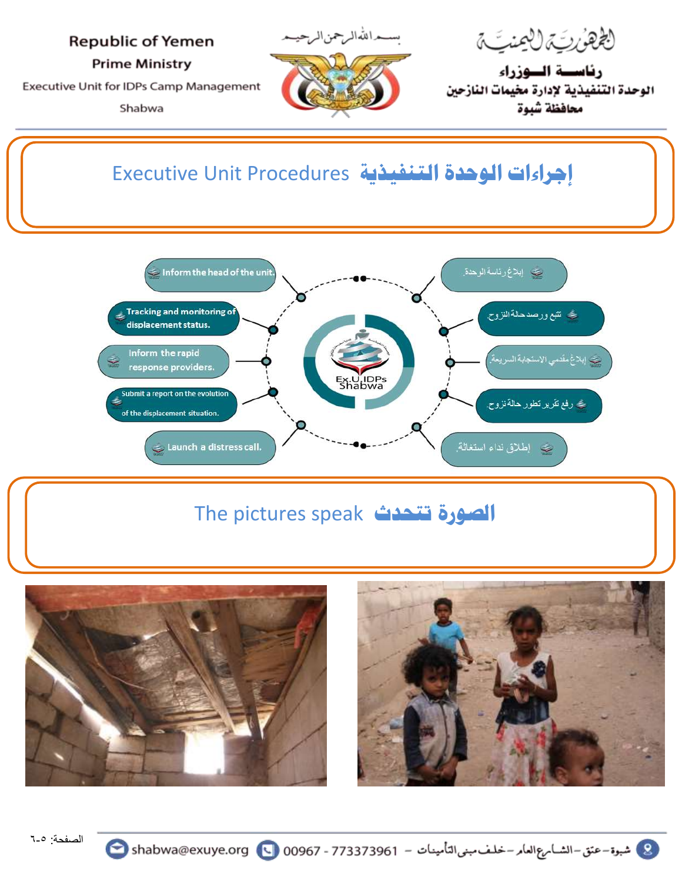## Executive Unit Procedures إجراءات الوحدة التنفيذية

- Inform the head of the unit.
- Tracking and monitoring of displacement status.
- Inform the rapid response providers.
- Submit a report on the evolution of the displacement situation.
- Launch a distress call.

- إبلاغ رئاسة الوحدة.
- تتبع ورصد حالة النزوح.
- إبلاغ مقدمي الاستجابة السريعة.
- رفع تقرير تطور حالة نزوح.
- إطلاق نداء استغاثة.

## The pictures speak الصورة تتحدث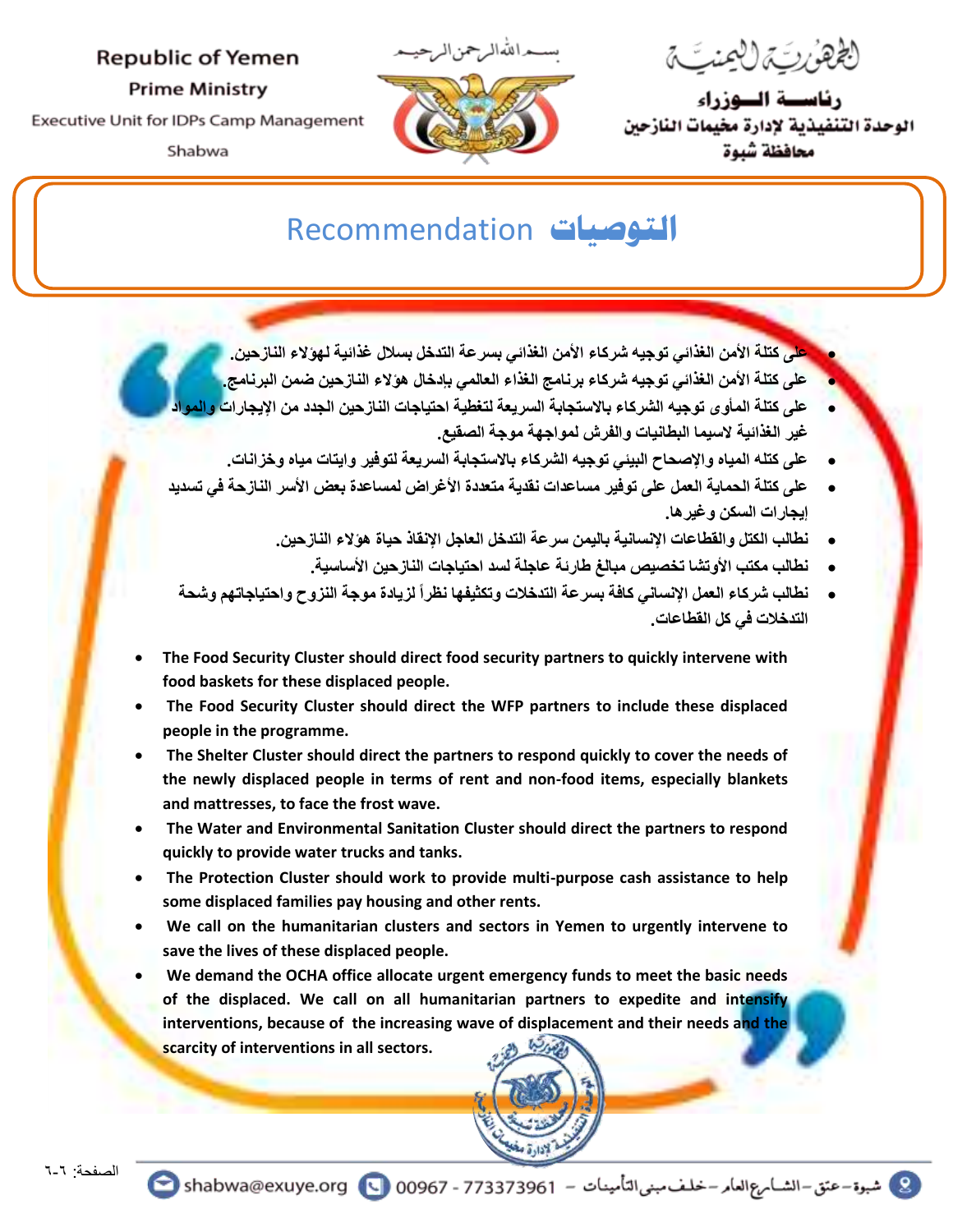# Recommendation التوصيات

- على كتلة الأمن الغذائي توجيه شركاء الأمن الغذائي بسرعة التدخل بسلال غذائية لهؤلاء النازحين.
- على كتلة الأمن الغذائي توجيه شركاء برنامج الغذاء العالمي بإدخال هؤلاء النازحين ضمن البرنامج.
- على كتلة المأوى توجيه الشركاء بالاستجابة السريعة لتغطية احتياجات النازحين الجدد من الإيجارات والمواد غير الغذائية لاسيما البطانيات والفرش لمواجهة موجة الصقيع.
- على كتله المياه والإصحاح البيئي توجيه الشركاء بالاستجابة السريعة لتوفير وايتات مياه وخزانات.
- على كتلة الحماية العمل على توفير مساعدات نقدية متعددة الأغراض لمساعدة بعض الأسر النازحة في تسديد إيجارات السكن وغيرها.
- نطالب الكتل والقطاعات الإنسانية باليمن سرعة التدخل العاجل الإنقاذ حياة هؤلاء النازحين.
- نطالب مكتب الأوتشا تخصيص مبالغ طارئة عاجلة لسد احتياجات النازحين الأساسية.
- نطالب شركاء العمل الإنساني كافة بسرعة التدخلات وتكثيفها نظراً لزيادة موجة النزوح واحتياجاتهم وشحة التدخلات في كل القطاعات.

- **The Food Security Cluster should direct food security partners to quickly intervene with food baskets for these displaced people.**
- **The Food Security Cluster should direct the WFP partners to include these displaced people in the programme.**
- **The Shelter Cluster should direct the partners to respond quickly to cover the needs of the newly displaced people in terms of rent and non-food items, especially blankets and mattresses, to face the frost wave.**
- **The Water and Environmental Sanitation Cluster should direct the partners to respond quickly to provide water trucks and tanks.**
- **The Protection Cluster should work to provide multi-purpose cash assistance to help some displaced families pay housing and other rents.**
- **We call on the humanitarian clusters and sectors in Yemen to urgently intervene to save the lives of these displaced people.**
- **We demand the OCHA office allocate urgent emergency funds to meet the basic needs of the displaced. We call on all humanitarian partners to expedite and intensify interventions, because of the increasing wave of displacement and their needs and the scarcity of interventions in all sectors.**